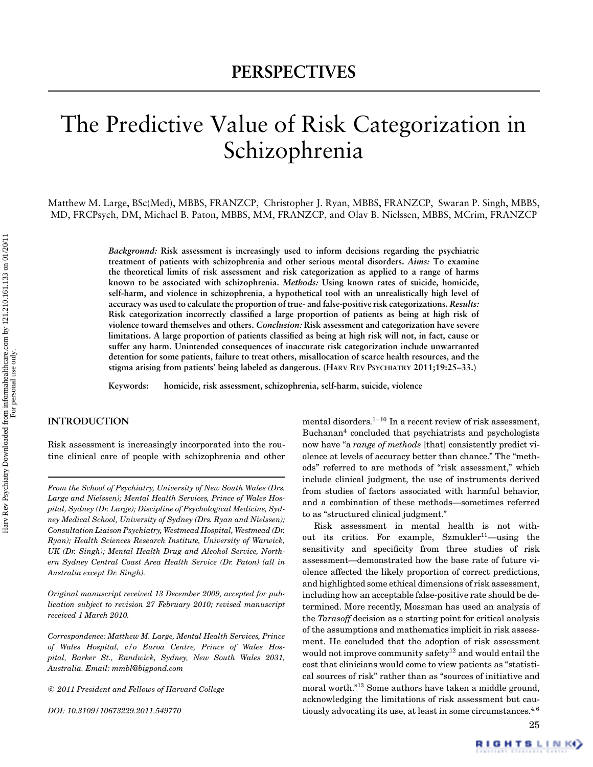# PERSPECTIVES

# The Predictive Value of Risk Categorization in Schizophrenia

Matthew M. Large, BSc(Med), MBBS, FRANZCP, Christopher J. Ryan, MBBS, FRANZCP, Swaran P. Singh, MBBS, MD, FRCPsych, DM, Michael B. Paton, MBBS, MM, FRANZCP, and Olav B. Nielssen, MBBS, MCrim, FRANZCP

**_Background:_ Risk assessment is increasingly used to inform decisions regarding the psychiatric treatment of patients with schizophrenia and other serious mental disorders. _Aims:_ To examine the theoretical limits of risk assessment and risk categorization as applied to a range of harms known to be associated with schizophrenia. _Methods:_ Using known rates of suicide, homicide, self-harm, and violence in schizophrenia, a hypothetical tool with an unrealistically high level of accuracy was used to calculate the proportion of true- and false-positive risk categorizations. _Results:_ Risk categorization incorrectly classified a large proportion of patients as being at high risk of violence toward themselves and others. _Conclusion:_ Risk assessment and categorization have severe limitations. A large proportion of patients classified as being at high risk will not, in fact, cause or suffer any harm. Unintended consequences of inaccurate risk categorization include unwarranted detention for some patients, failure to treat others, misallocation of scarce health resources, and the stigma arising from patients' being labeled as dangerous. (HARV REV PSYCHIATRY 2011;19:25–33.)**

**Keywords: homicide, risk assessment, schizophrenia, self-harm, suicide, violence**

## INTRODUCTION

Risk assessment is increasingly incorporated into the routine clinical care of people with schizophrenia and other mental disorders.[1–10] In a recent review of risk assessment, Buchanan[4] concluded that psychiatrists and psychologists now have "a *range of methods* [that] consistently predict violence at levels of accuracy better than chance." The "methods" referred to are methods of "risk assessment," which include clinical judgment, the use of instruments derived from studies of factors associated with harmful behavior, and a combination of these methods—sometimes referred to as "structured clinical judgment."

Risk assessment in mental health is not without its critics. For example, Szmukler[11]—using the sensitivity and specificity from three studies of risk assessment—demonstrated how the base rate of future violence affected the likely proportion of correct predictions, and highlighted some ethical dimensions of risk assessment, including how an acceptable false-positive rate should be determined. More recently, Mossman has used an analysis of the *Tarasoff* decision as a starting point for critical analysis of the assumptions and mathematics implicit in risk assessment. He concluded that the adoption of risk assessment would not improve community safety[12] and would entail the cost that clinicians would come to view patients as "statistical sources of risk" rather than as "sources of initiative and moral worth."[13] Some authors have taken a middle ground, acknowledging the limitations of risk assessment but cautiously advocating its use, at least in some circumstances.[4,6]

*From the School of Psychiatry, University of New South Wales (Drs. Large and Nielssen); Mental Health Services, Prince of Wales Hospital, Sydney (Dr. Large); Discipline of Psychological Medicine, Sydney Medical School, University of Sydney (Drs. Ryan and Nielssen); Consultation Liaison Psychiatry, Westmead Hospital, Westmead (Dr. Ryan); Health Sciences Research Institute, University of Warwick, UK (Dr. Singh); Mental Health Drug and Alcohol Service, Northern Sydney Central Coast Area Health Service (Dr. Paton) (all in Australia except Dr. Singh).*

*Original manuscript received 13 December 2009, accepted for publication subject to revision 27 February 2010; revised manuscript received 1 March 2010.*

*Correspondence: Matthew M. Large, Mental Health Services, Prince of Wales Hospital, c/o Euroa Centre, Prince of Wales Hospital, Barker St., Randwick, Sydney, New South Wales 2031, Australia. Email: mmbl@bigpond.com*

*© 2011 President and Fellows of Harvard College*

*DOI: 10.3109/10673229.2011.549770*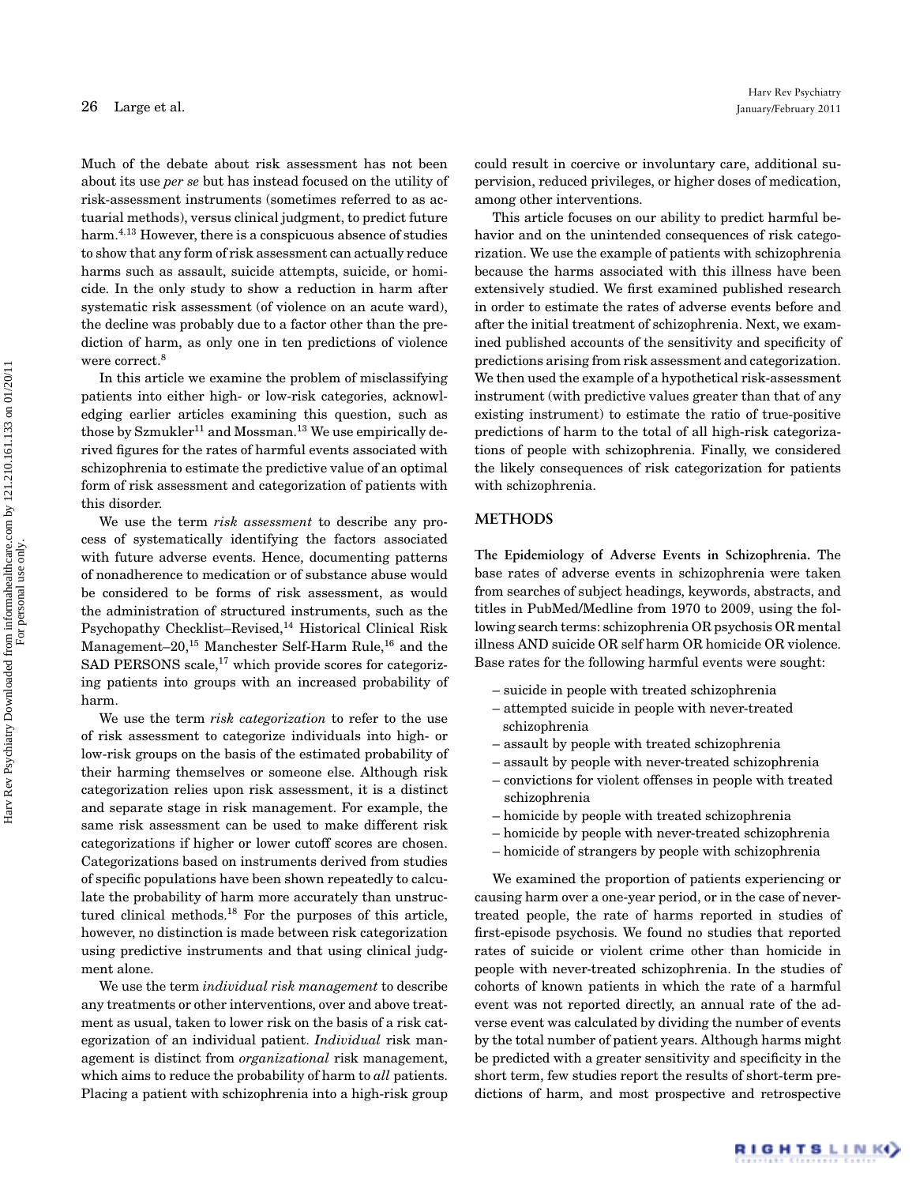Much of the debate about risk assessment has not been about its use *per se* but has instead focused on the utility of risk-assessment instruments (sometimes referred to as actuarial methods), versus clinical judgment, to predict future harm.[4,13] However, there is a conspicuous absence of studies to show that any form of risk assessment can actually reduce harms such as assault, suicide attempts, suicide, or homicide. In the only study to show a reduction in harm after systematic risk assessment (of violence on an acute ward), the decline was probably due to a factor other than the prediction of harm, as only one in ten predictions of violence were correct.[8]

In this article we examine the problem of misclassifying patients into either high- or low-risk categories, acknowledging earlier articles examining this question, such as those by Szmukler[11] and Mossman.[13] We use empirically derived figures for the rates of harmful events associated with schizophrenia to estimate the predictive value of an optimal form of risk assessment and categorization of patients with this disorder.

We use the term *risk assessment* to describe any process of systematically identifying the factors associated with future adverse events. Hence, documenting patterns of nonadherence to medication or of substance abuse would be considered to be forms of risk assessment, as would the administration of structured instruments, such as the Psychopathy Checklist–Revised,[14] Historical Clinical Risk Management–20,[15] Manchester Self-Harm Rule,[16] and the SAD PERSONS scale,[17] which provide scores for categorizing patients into groups with an increased probability of harm.

We use the term *risk categorization* to refer to the use of risk assessment to categorize individuals into high- or low-risk groups on the basis of the estimated probability of their harming themselves or someone else. Although risk categorization relies upon risk assessment, it is a distinct and separate stage in risk management. For example, the same risk assessment can be used to make different risk categorizations if higher or lower cutoff scores are chosen. Categorizations based on instruments derived from studies of specific populations have been shown repeatedly to calculate the probability of harm more accurately than unstructured clinical methods.[18] For the purposes of this article, however, no distinction is made between risk categorization using predictive instruments and that using clinical judgment alone.

We use the term *individual risk management* to describe any treatments or other interventions, over and above treatment as usual, taken to lower risk on the basis of a risk categorization of an individual patient. *Individual* risk management is distinct from *organizational* risk management, which aims to reduce the probability of harm to *all* patients. Placing a patient with schizophrenia into a high-risk group could result in coercive or involuntary care, additional supervision, reduced privileges, or higher doses of medication, among other interventions.

This article focuses on our ability to predict harmful behavior and on the unintended consequences of risk categorization. We use the example of patients with schizophrenia because the harms associated with this illness have been extensively studied. We first examined published research in order to estimate the rates of adverse events before and after the initial treatment of schizophrenia. Next, we examined published accounts of the sensitivity and specificity of predictions arising from risk assessment and categorization. We then used the example of a hypothetical risk-assessment instrument (with predictive values greater than that of any existing instrument) to estimate the ratio of true-positive predictions of harm to the total of all high-risk categorizations of people with schizophrenia. Finally, we considered the likely consequences of risk categorization for patients with schizophrenia.

## METHODS

**The Epidemiology of Adverse Events in Schizophrenia.** The base rates of adverse events in schizophrenia were taken from searches of subject headings, keywords, abstracts, and titles in PubMed/Medline from 1970 to 2009, using the following search terms: schizophrenia OR psychosis OR mental illness AND suicide OR self harm OR homicide OR violence. Base rates for the following harmful events were sought:

- suicide in people with treated schizophrenia
- attempted suicide in people with never-treated schizophrenia
- assault by people with treated schizophrenia
- assault by people with never-treated schizophrenia
- convictions for violent offenses in people with treated schizophrenia
- homicide by people with treated schizophrenia
- homicide by people with never-treated schizophrenia
- homicide of strangers by people with schizophrenia

We examined the proportion of patients experiencing or causing harm over a one-year period, or in the case of never-treated people, the rate of harms reported in studies of first-episode psychosis. We found no studies that reported rates of suicide or violent crime other than homicide in people with never-treated schizophrenia. In the studies of cohorts of known patients in which the rate of a harmful event was not reported directly, an annual rate of the adverse event was calculated by dividing the number of events by the total number of patient years. Although harms might be predicted with a greater sensitivity and specificity in the short term, few studies report the results of short-term predictions of harm, and most prospective and retrospective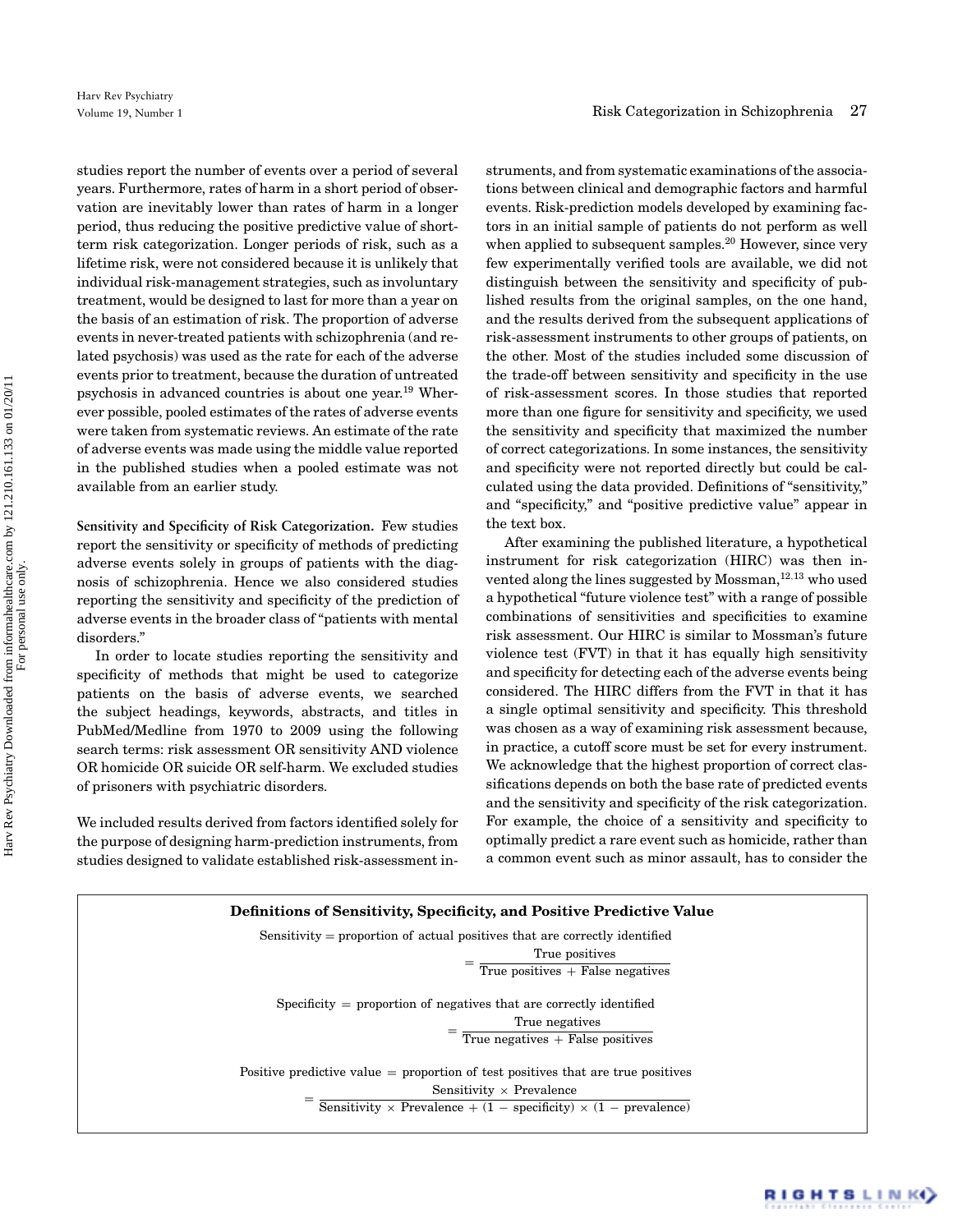studies report the number of events over a period of several years. Furthermore, rates of harm in a short period of observation are inevitably lower than rates of harm in a longer period, thus reducing the positive predictive value of short-term risk categorization. Longer periods of risk, such as a lifetime risk, were not considered because it is unlikely that individual risk-management strategies, such as involuntary treatment, would be designed to last for more than a year on the basis of an estimation of risk. The proportion of adverse events in never-treated patients with schizophrenia (and related psychosis) was used as the rate for each of the adverse events prior to treatment, because the duration of untreated psychosis in advanced countries is about one year.[19] Wherever possible, pooled estimates of the rates of adverse events were taken from systematic reviews. An estimate of the rate of adverse events was made using the middle value reported in the published studies when a pooled estimate was not available from an earlier study.

**Sensitivity and Specificity of Risk Categorization.** Few studies report the sensitivity or specificity of methods of predicting adverse events solely in groups of patients with the diagnosis of schizophrenia. Hence we also considered studies reporting the sensitivity and specificity of the prediction of adverse events in the broader class of "patients with mental disorders."

In order to locate studies reporting the sensitivity and specificity of methods that might be used to categorize patients on the basis of adverse events, we searched the subject headings, keywords, abstracts, and titles in PubMed/Medline from 1970 to 2009 using the following search terms: risk assessment OR sensitivity AND violence OR homicide OR suicide OR self-harm. We excluded studies of prisoners with psychiatric disorders.

We included results derived from factors identified solely for the purpose of designing harm-prediction instruments, from studies designed to validate established risk-assessment instruments, and from systematic examinations of the associations between clinical and demographic factors and harmful events. Risk-prediction models developed by examining factors in an initial sample of patients do not perform as well when applied to subsequent samples.[20] However, since very few experimentally verified tools are available, we did not distinguish between the sensitivity and specificity of published results from the original samples, on the one hand, and the results derived from the subsequent applications of risk-assessment instruments to other groups of patients, on the other. Most of the studies included some discussion of the trade-off between sensitivity and specificity in the use of risk-assessment scores. In those studies that reported more than one figure for sensitivity and specificity, we used the sensitivity and specificity that maximized the number of correct categorizations. In some instances, the sensitivity and specificity were not reported directly but could be calculated using the data provided. Definitions of "sensitivity," and "specificity," and "positive predictive value" appear in the text box.

After examining the published literature, a hypothetical instrument for risk categorization (HIRC) was then invented along the lines suggested by Mossman,[12,13] who used a hypothetical "future violence test" with a range of possible combinations of sensitivities and specificities to examine risk assessment. Our HIRC is similar to Mossman's future violence test (FVT) in that it has equally high sensitivity and specificity for detecting each of the adverse events being considered. The HIRC differs from the FVT in that it has a single optimal sensitivity and specificity. This threshold was chosen as a way of examining risk assessment because, in practice, a cutoff score must be set for every instrument. We acknowledge that the highest proportion of correct classifications depends on both the base rate of predicted events and the sensitivity and specificity of the risk categorization. For example, the choice of a sensitivity and specificity to optimally predict a rare event such as homicide, rather than a common event such as minor assault, has to consider the

**Definitions of Sensitivity, Specificity, and Positive Predictive Value**

$$\text{Sensitivity} = \text{proportion of actual positives that are correctly identified} = \frac{\text{True positives}}{\text{True positives} + \text{False negatives}}$$

$$\text{Specificity} = \text{proportion of negatives that are correctly identified} = \frac{\text{True negatives}}{\text{True negatives} + \text{False positives}}$$

$$\text{Positive predictive value} = \text{proportion of test positives that are true positives} = \frac{\text{Sensitivity} \times \text{Prevalence}}{\text{Sensitivity} \times \text{Prevalence} + (1 - \text{specificity}) \times (1 - \text{prevalence})}$$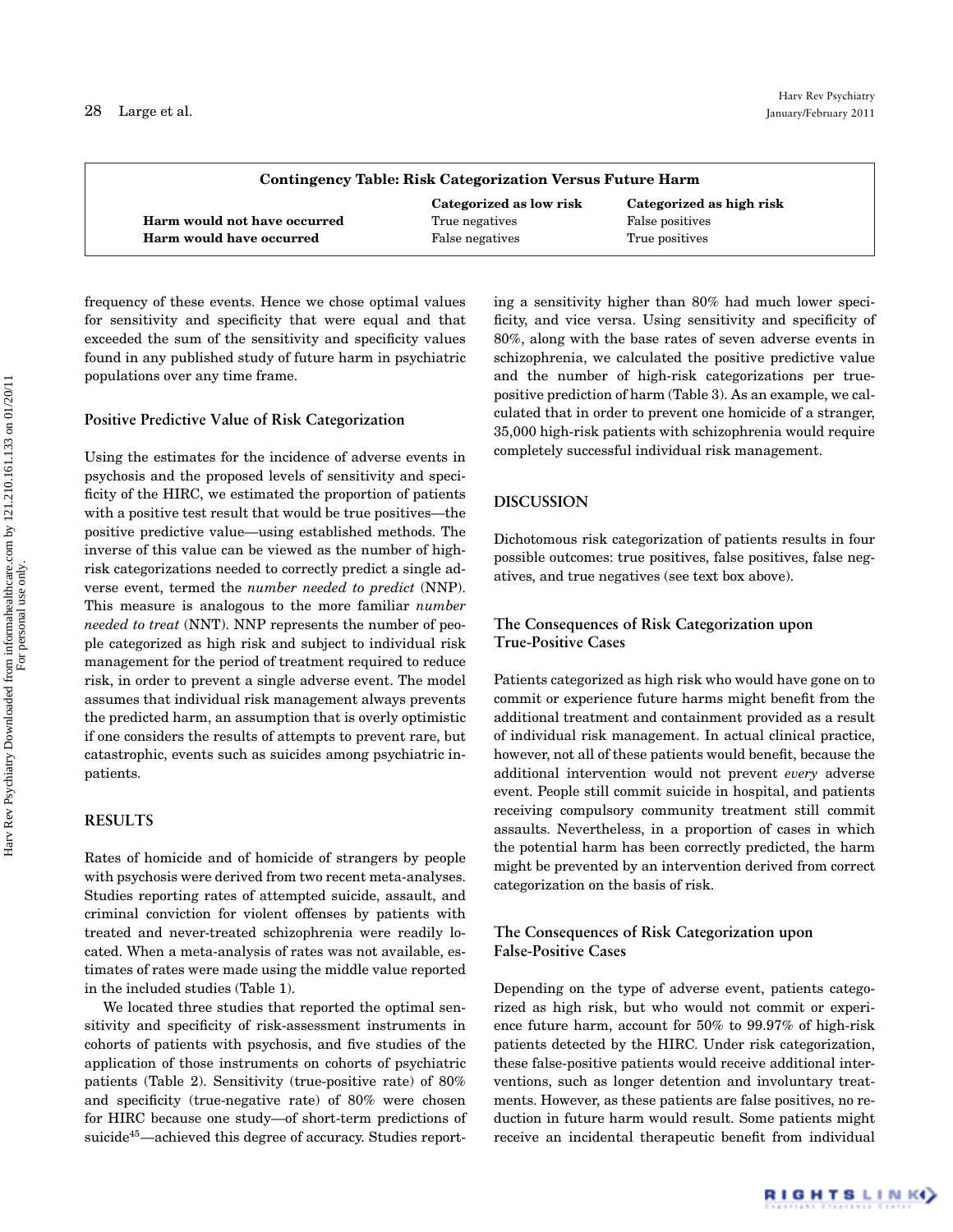| Contingency Table: Risk Categorization Versus Future Harm | | |
|---|---|---|
| | **Categorized as low risk** | **Categorized as high risk** |
| **Harm would not have occurred** | True negatives | False positives |
| **Harm would have occurred** | False negatives | True positives |

frequency of these events. Hence we chose optimal values for sensitivity and specificity that were equal and that exceeded the sum of the sensitivity and specificity values found in any published study of future harm in psychiatric populations over any time frame.

### Positive Predictive Value of Risk Categorization

Using the estimates for the incidence of adverse events in psychosis and the proposed levels of sensitivity and specificity of the HIRC, we estimated the proportion of patients with a positive test result that would be true positives—the positive predictive value—using established methods. The inverse of this value can be viewed as the number of high-risk categorizations needed to correctly predict a single adverse event, termed the *number needed to predict* (NNP). This measure is analogous to the more familiar *number needed to treat* (NNT). NNP represents the number of people categorized as high risk and subject to individual risk management for the period of treatment required to reduce risk, in order to prevent a single adverse event. The model assumes that individual risk management always prevents the predicted harm, an assumption that is overly optimistic if one considers the results of attempts to prevent rare, but catastrophic, events such as suicides among psychiatric inpatients.

## RESULTS

Rates of homicide and of homicide of strangers by people with psychosis were derived from two recent meta-analyses. Studies reporting rates of attempted suicide, assault, and criminal conviction for violent offenses by patients with treated and never-treated schizophrenia were readily located. When a meta-analysis of rates was not available, estimates of rates were made using the middle value reported in the included studies (Table 1).

We located three studies that reported the optimal sensitivity and specificity of risk-assessment instruments in cohorts of patients with psychosis, and five studies of the application of those instruments on cohorts of psychiatric patients (Table 2). Sensitivity (true-positive rate) of 80% and specificity (true-negative rate) of 80% were chosen for HIRC because one study—of short-term predictions of suicide[45]—achieved this degree of accuracy. Studies reporting a sensitivity higher than 80% had much lower specificity, and vice versa. Using sensitivity and specificity of 80%, along with the base rates of seven adverse events in schizophrenia, we calculated the positive predictive value and the number of high-risk categorizations per true-positive prediction of harm (Table 3). As an example, we calculated that in order to prevent one homicide of a stranger, 35,000 high-risk patients with schizophrenia would require completely successful individual risk management.

## DISCUSSION

Dichotomous risk categorization of patients results in four possible outcomes: true positives, false positives, false negatives, and true negatives (see text box above).

### The Consequences of Risk Categorization upon True-Positive Cases

Patients categorized as high risk who would have gone on to commit or experience future harms might benefit from the additional treatment and containment provided as a result of individual risk management. In actual clinical practice, however, not all of these patients would benefit, because the additional intervention would not prevent *every* adverse event. People still commit suicide in hospital, and patients receiving compulsory community treatment still commit assaults. Nevertheless, in a proportion of cases in which the potential harm has been correctly predicted, the harm might be prevented by an intervention derived from correct categorization on the basis of risk.

### The Consequences of Risk Categorization upon False-Positive Cases

Depending on the type of adverse event, patients categorized as high risk, but who would not commit or experience future harm, account for 50% to 99.97% of high-risk patients detected by the HIRC. Under risk categorization, these false-positive patients would receive additional interventions, such as longer detention and involuntary treatments. However, as these patients are false positives, no reduction in future harm would result. Some patients might receive an incidental therapeutic benefit from individual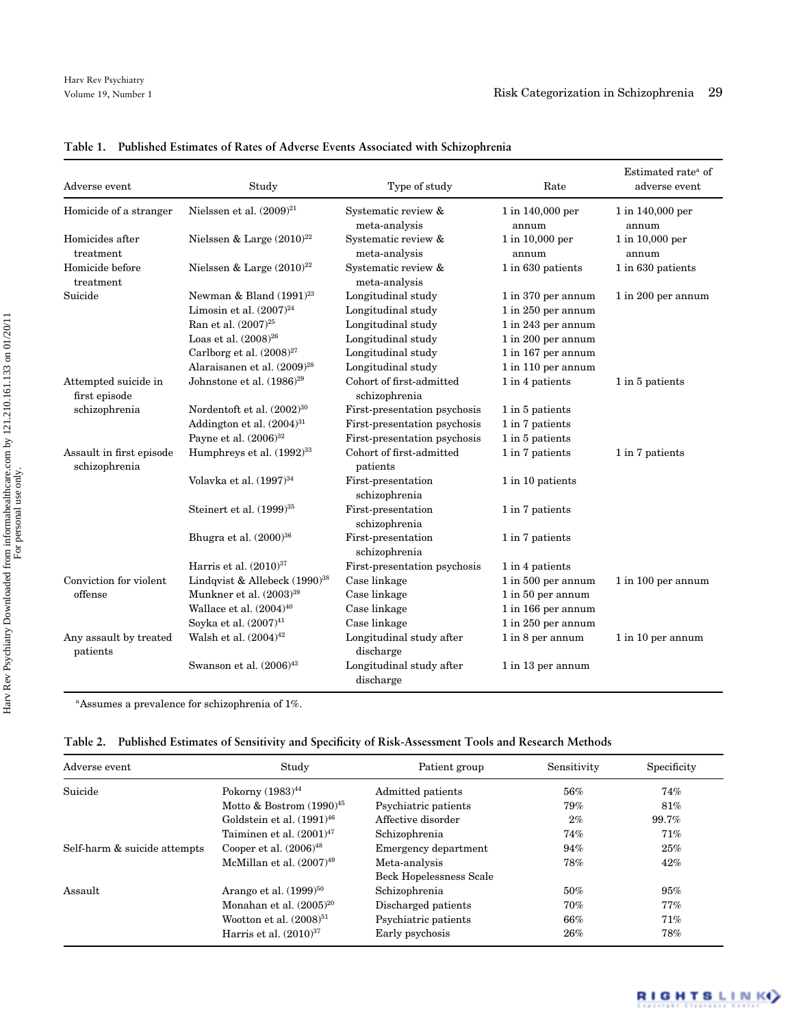**Table 1. Published Estimates of Rates of Adverse Events Associated with Schizophrenia**

| Adverse event | Study | Type of study | Rate | Estimated rate[a] of adverse event |
|---|---|---|---|---|
| Homicide of a stranger | Nielssen et al. (2009)[21] | Systematic review & meta-analysis | 1 in 140,000 per annum | 1 in 140,000 per annum |
| Homicides after treatment | Nielssen & Large (2010)[22] | Systematic review & meta-analysis | 1 in 10,000 per annum | 1 in 10,000 per annum |
| Homicide before treatment | Nielssen & Large (2010)[22] | Systematic review & meta-analysis | 1 in 630 patients | 1 in 630 patients |
| Suicide | Newman & Bland (1991)[23] | Longitudinal study | 1 in 370 per annum | 1 in 200 per annum |
| | Limosin et al. (2007)[24] | Longitudinal study | 1 in 250 per annum | |
| | Ran et al. (2007)[25] | Longitudinal study | 1 in 243 per annum | |
| | Loas et al. (2008)[26] | Longitudinal study | 1 in 200 per annum | |
| | Carlborg et al. (2008)[27] | Longitudinal study | 1 in 167 per annum | |
| | Alaraisanen et al. (2009)[28] | Longitudinal study | 1 in 110 per annum | |
| Attempted suicide in first episode schizophrenia | Johnstone et al. (1986)[29] | Cohort of first-admitted schizophrenia | 1 in 4 patients | 1 in 5 patients |
| | Nordentoft et al. (2002)[30] | First-presentation psychosis | 1 in 5 patients | |
| | Addington et al. (2004)[31] | First-presentation psychosis | 1 in 7 patients | |
| | Payne et al. (2006)[32] | First-presentation psychosis | 1 in 5 patients | |
| Assault in first episode schizophrenia | Humphreys et al. (1992)[33] | Cohort of first-admitted patients | 1 in 7 patients | 1 in 7 patients |
| | Volavka et al. (1997)[34] | First-presentation schizophrenia | 1 in 10 patients | |
| | Steinert et al. (1999)[35] | First-presentation schizophrenia | 1 in 7 patients | |
| | Bhugra et al. (2000)[36] | First-presentation schizophrenia | 1 in 7 patients | |
| | Harris et al. (2010)[37] | First-presentation psychosis | 1 in 4 patients | |
| Conviction for violent offense | Lindqvist & Allebeck (1990)[38] | Case linkage | 1 in 500 per annum | 1 in 100 per annum |
| | Munkner et al. (2003)[39] | Case linkage | 1 in 50 per annum | |
| | Wallace et al. (2004)[40] | Case linkage | 1 in 166 per annum | |
| | Soyka et al. (2007)[41] | Case linkage | 1 in 250 per annum | |
| Any assault by treated patients | Walsh et al. (2004)[42] | Longitudinal study after discharge | 1 in 8 per annum | 1 in 10 per annum |
| | Swanson et al. (2006)[43] | Longitudinal study after discharge | 1 in 13 per annum | |

[a]Assumes a prevalence for schizophrenia of 1%.

**Table 2. Published Estimates of Sensitivity and Specificity of Risk-Assessment Tools and Research Methods**

| Adverse event | Study | Patient group | Sensitivity | Specificity |
|---|---|---|---|---|
| Suicide | Pokorny (1983)[44] | Admitted patients | 56% | 74% |
| | Motto & Bostrom (1990)[45] | Psychiatric patients | 79% | 81% |
| | Goldstein et al. (1991)[46] | Affective disorder | 2% | 99.7% |
| | Taiminen et al. (2001)[47] | Schizophrenia | 74% | 71% |
| Self-harm & suicide attempts | Cooper et al. (2006)[48] | Emergency department | 94% | 25% |
| | McMillan et al. (2007)[49] | Meta-analysis Beck Hopelessness Scale | 78% | 42% |
| Assault | Arango et al. (1999)[50] | Schizophrenia | 50% | 95% |
| | Monahan et al. (2005)[20] | Discharged patients | 70% | 77% |
| | Wootton et al. (2008)[51] | Psychiatric patients | 66% | 71% |
| | Harris et al. (2010)[37] | Early psychosis | 26% | 78% |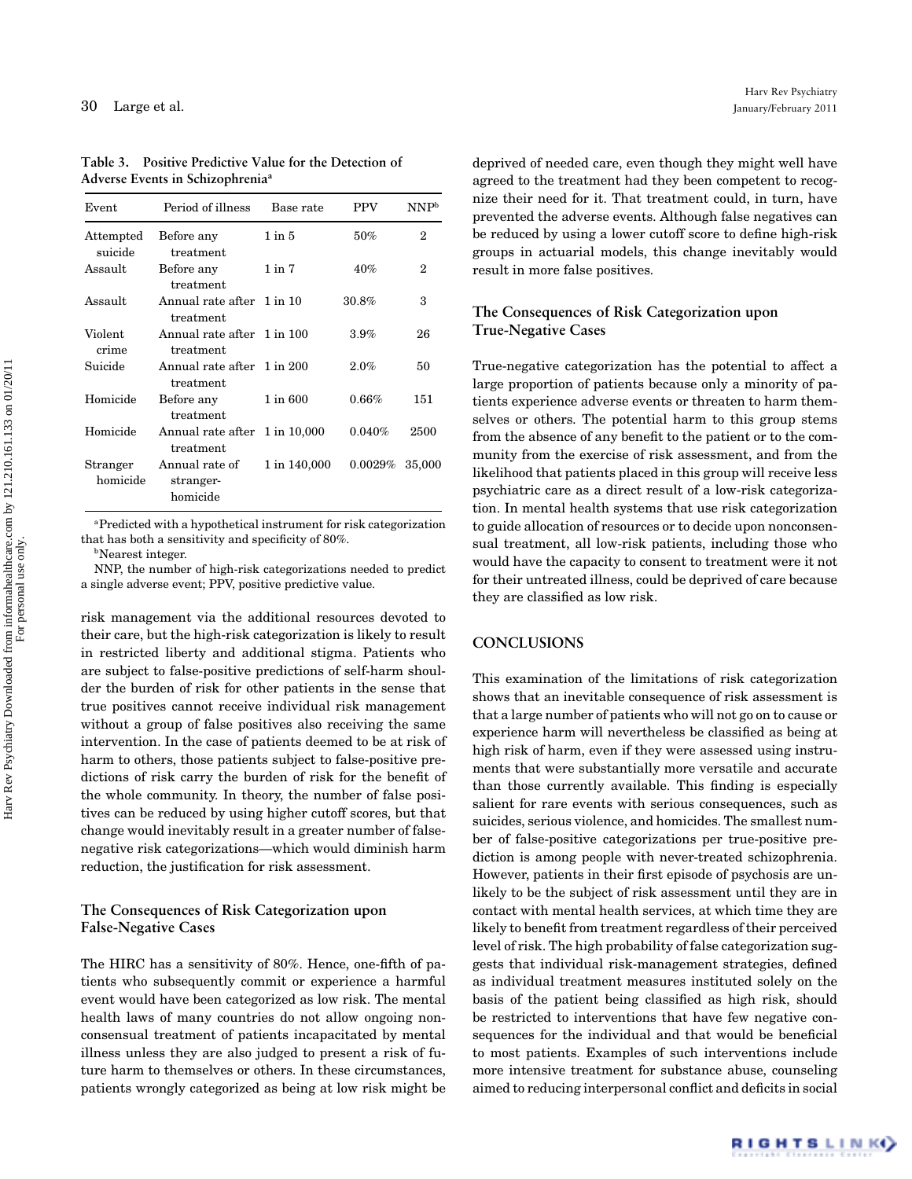**Table 3. Positive Predictive Value for the Detection of Adverse Events in Schizophrenia[a]**

| Event | Period of illness | Base rate | PPV | NNP[b] |
|---|---|---|---|---|
| Attempted suicide | Before any treatment | 1 in 5 | 50% | 2 |
| Assault | Before any treatment | 1 in 7 | 40% | 2 |
| Assault | Annual rate after treatment | 1 in 10 | 30.8% | 3 |
| Violent crime | Annual rate after treatment | 1 in 100 | 3.9% | 26 |
| Suicide | Annual rate after treatment | 1 in 200 | 2.0% | 50 |
| Homicide | Before any treatment | 1 in 600 | 0.66% | 151 |
| Homicide | Annual rate after treatment | 1 in 10,000 | 0.040% | 2500 |
| Stranger homicide | Annual rate of stranger-homicide | 1 in 140,000 | 0.0029% | 35,000 |

[a]Predicted with a hypothetical instrument for risk categorization that has both a sensitivity and specificity of 80%.

[b]Nearest integer.

NNP, the number of high-risk categorizations needed to predict a single adverse event; PPV, positive predictive value.

risk management via the additional resources devoted to their care, but the high-risk categorization is likely to result in restricted liberty and additional stigma. Patients who are subject to false-positive predictions of self-harm shoulder the burden of risk for other patients in the sense that true positives cannot receive individual risk management without a group of false positives also receiving the same intervention. In the case of patients deemed to be at risk of harm to others, those patients subject to false-positive predictions of risk carry the burden of risk for the benefit of the whole community. In theory, the number of false positives can be reduced by using higher cutoff scores, but that change would inevitably result in a greater number of false-negative risk categorizations—which would diminish harm reduction, the justification for risk assessment.

### The Consequences of Risk Categorization upon False-Negative Cases

The HIRC has a sensitivity of 80%. Hence, one-fifth of patients who subsequently commit or experience a harmful event would have been categorized as low risk. The mental health laws of many countries do not allow ongoing nonconsensual treatment of patients incapacitated by mental illness unless they are also judged to present a risk of future harm to themselves or others. In these circumstances, patients wrongly categorized as being at low risk might be deprived of needed care, even though they might well have agreed to the treatment had they been competent to recognize their need for it. That treatment could, in turn, have prevented the adverse events. Although false negatives can be reduced by using a lower cutoff score to define high-risk groups in actuarial models, this change inevitably would result in more false positives.

### The Consequences of Risk Categorization upon True-Negative Cases

True-negative categorization has the potential to affect a large proportion of patients because only a minority of patients experience adverse events or threaten to harm themselves or others. The potential harm to this group stems from the absence of any benefit to the patient or to the community from the exercise of risk assessment, and from the likelihood that patients placed in this group will receive less psychiatric care as a direct result of a low-risk categorization. In mental health systems that use risk categorization to guide allocation of resources or to decide upon nonconsensual treatment, all low-risk patients, including those who would have the capacity to consent to treatment were it not for their untreated illness, could be deprived of care because they are classified as low risk.

## CONCLUSIONS

This examination of the limitations of risk categorization shows that an inevitable consequence of risk assessment is that a large number of patients who will not go on to cause or experience harm will nevertheless be classified as being at high risk of harm, even if they were assessed using instruments that were substantially more versatile and accurate than those currently available. This finding is especially salient for rare events with serious consequences, such as suicides, serious violence, and homicides. The smallest number of false-positive categorizations per true-positive prediction is among people with never-treated schizophrenia. However, patients in their first episode of psychosis are unlikely to be the subject of risk assessment until they are in contact with mental health services, at which time they are likely to benefit from treatment regardless of their perceived level of risk. The high probability of false categorization suggests that individual risk-management strategies, defined as individual treatment measures instituted solely on the basis of the patient being classified as high risk, should be restricted to interventions that have few negative consequences for the individual and that would be beneficial to most patients. Examples of such interventions include more intensive treatment for substance abuse, counseling aimed to reducing interpersonal conflict and deficits in social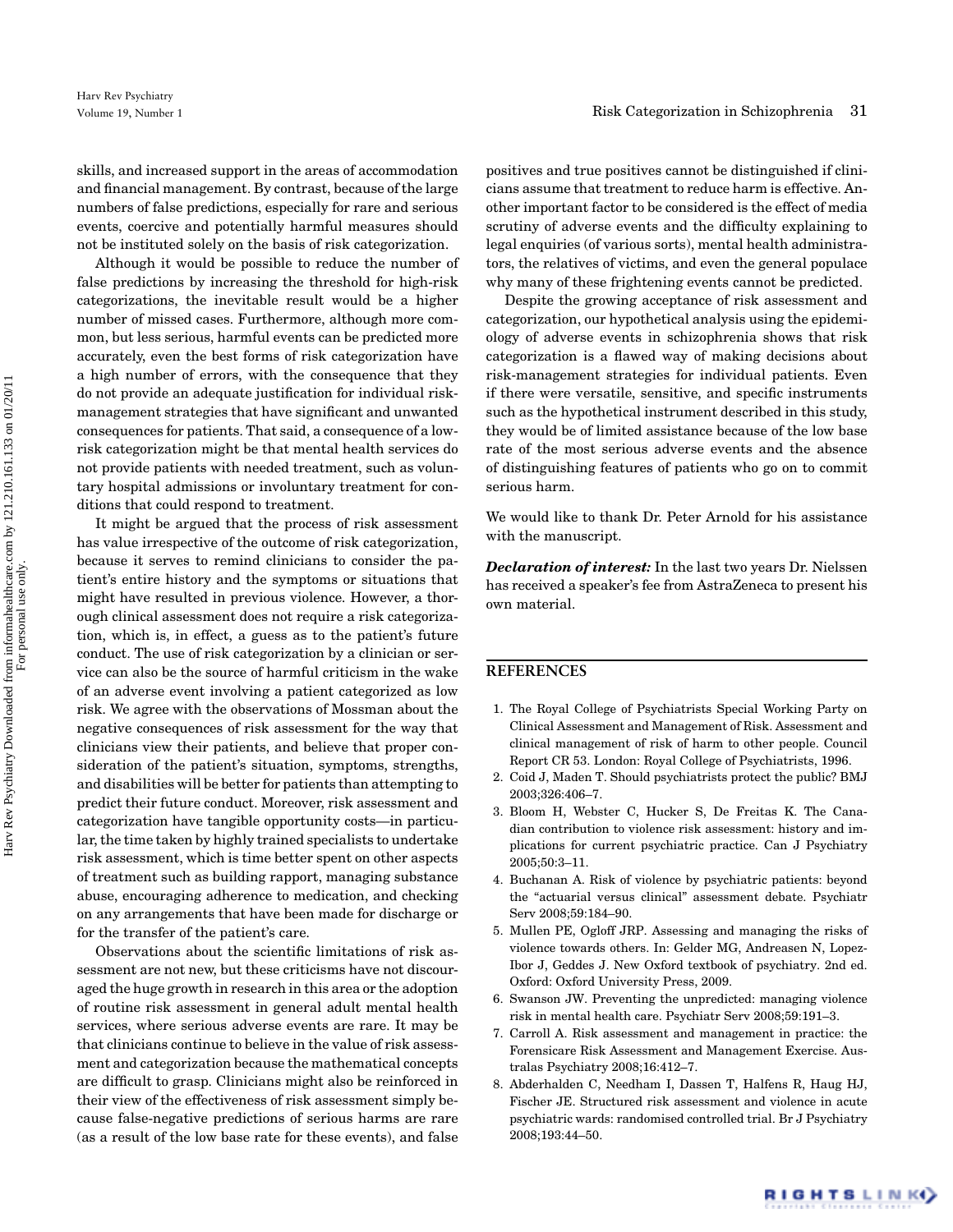skills, and increased support in the areas of accommodation and financial management. By contrast, because of the large numbers of false predictions, especially for rare and serious events, coercive and potentially harmful measures should not be instituted solely on the basis of risk categorization.

Although it would be possible to reduce the number of false predictions by increasing the threshold for high-risk categorizations, the inevitable result would be a higher number of missed cases. Furthermore, although more common, but less serious, harmful events can be predicted more accurately, even the best forms of risk categorization have a high number of errors, with the consequence that they do not provide an adequate justification for individual risk-management strategies that have significant and unwanted consequences for patients. That said, a consequence of a low-risk categorization might be that mental health services do not provide patients with needed treatment, such as voluntary hospital admissions or involuntary treatment for conditions that could respond to treatment.

It might be argued that the process of risk assessment has value irrespective of the outcome of risk categorization, because it serves to remind clinicians to consider the patient's entire history and the symptoms or situations that might have resulted in previous violence. However, a thorough clinical assessment does not require a risk categorization, which is, in effect, a guess as to the patient's future conduct. The use of risk categorization by a clinician or service can also be the source of harmful criticism in the wake of an adverse event involving a patient categorized as low risk. We agree with the observations of Mossman about the negative consequences of risk assessment for the way that clinicians view their patients, and believe that proper consideration of the patient's situation, symptoms, strengths, and disabilities will be better for patients than attempting to predict their future conduct. Moreover, risk assessment and categorization have tangible opportunity costs—in particular, the time taken by highly trained specialists to undertake risk assessment, which is time better spent on other aspects of treatment such as building rapport, managing substance abuse, encouraging adherence to medication, and checking on any arrangements that have been made for discharge or for the transfer of the patient's care.

Observations about the scientific limitations of risk assessment are not new, but these criticisms have not discouraged the huge growth in research in this area or the adoption of routine risk assessment in general adult mental health services, where serious adverse events are rare. It may be that clinicians continue to believe in the value of risk assessment and categorization because the mathematical concepts are difficult to grasp. Clinicians might also be reinforced in their view of the effectiveness of risk assessment simply because false-negative predictions of serious harms are rare (as a result of the low base rate for these events), and false positives and true positives cannot be distinguished if clinicians assume that treatment to reduce harm is effective. Another important factor to be considered is the effect of media scrutiny of adverse events and the difficulty explaining to legal enquiries (of various sorts), mental health administrators, the relatives of victims, and even the general populace why many of these frightening events cannot be predicted.

Despite the growing acceptance of risk assessment and categorization, our hypothetical analysis using the epidemiology of adverse events in schizophrenia shows that risk categorization is a flawed way of making decisions about risk-management strategies for individual patients. Even if there were versatile, sensitive, and specific instruments such as the hypothetical instrument described in this study, they would be of limited assistance because of the low base rate of the most serious adverse events and the absence of distinguishing features of patients who go on to commit serious harm.

We would like to thank Dr. Peter Arnold for his assistance with the manuscript.

***Declaration of interest:*** In the last two years Dr. Nielssen has received a speaker's fee from AstraZeneca to present his own material.

## REFERENCES

1. The Royal College of Psychiatrists Special Working Party on Clinical Assessment and Management of Risk. Assessment and clinical management of risk of harm to other people. Council Report CR 53. London: Royal College of Psychiatrists, 1996.
2. Coid J, Maden T. Should psychiatrists protect the public? BMJ 2003;326:406–7.
3. Bloom H, Webster C, Hucker S, De Freitas K. The Canadian contribution to violence risk assessment: history and implications for current psychiatric practice. Can J Psychiatry 2005;50:3–11.
4. Buchanan A. Risk of violence by psychiatric patients: beyond the "actuarial versus clinical" assessment debate. Psychiatr Serv 2008;59:184–90.
5. Mullen PE, Ogloff JRP. Assessing and managing the risks of violence towards others. In: Gelder MG, Andreasen N, Lopez-Ibor J, Geddes J. New Oxford textbook of psychiatry. 2nd ed. Oxford: Oxford University Press, 2009.
6. Swanson JW. Preventing the unpredicted: managing violence risk in mental health care. Psychiatr Serv 2008;59:191–3.
7. Carroll A. Risk assessment and management in practice: the Forensicare Risk Assessment and Management Exercise. Australas Psychiatry 2008;16:412–7.
8. Abderhalden C, Needham I, Dassen T, Halfens R, Haug HJ, Fischer JE. Structured risk assessment and violence in acute psychiatric wards: randomised controlled trial. Br J Psychiatry 2008;193:44–50.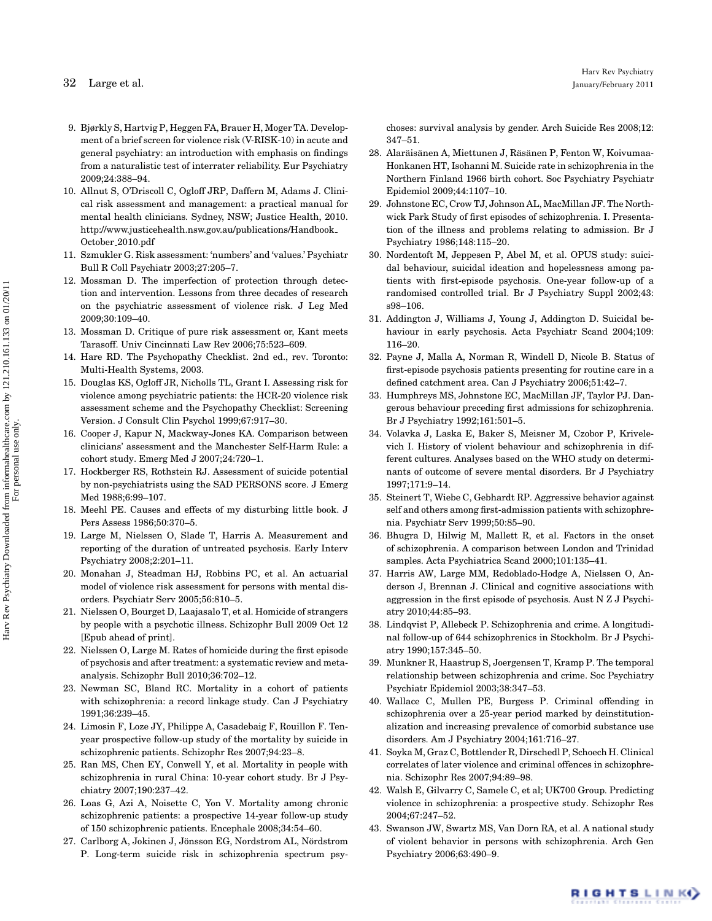9. Bjørkly S, Hartvig P, Heggen FA, Brauer H, Moger TA. Development of a brief screen for violence risk (V-RISK-10) in acute and general psychiatry: an introduction with emphasis on findings from a naturalistic test of interrater reliability. Eur Psychiatry 2009;24:388–94.
10. Allnut S, O'Driscoll C, Ogloff JRP, Daffern M, Adams J. Clinical risk assessment and management: a practical manual for mental health clinicians. Sydney, NSW; Justice Health, 2010. http://www.justicehealth.nsw.gov.au/publications/Handbook_October_2010.pdf
11. Szmukler G. Risk assessment: 'numbers' and 'values.' Psychiatr Bull R Coll Psychiatr 2003;27:205–7.
12. Mossman D. The imperfection of protection through detection and intervention. Lessons from three decades of research on the psychiatric assessment of violence risk. J Leg Med 2009;30:109–40.
13. Mossman D. Critique of pure risk assessment or, Kant meets Tarasoff. Univ Cincinnati Law Rev 2006;75:523–609.
14. Hare RD. The Psychopathy Checklist. 2nd ed., rev. Toronto: Multi-Health Systems, 2003.
15. Douglas KS, Ogloff JR, Nicholls TL, Grant I. Assessing risk for violence among psychiatric patients: the HCR-20 violence risk assessment scheme and the Psychopathy Checklist: Screening Version. J Consult Clin Psychol 1999;67:917–30.
16. Cooper J, Kapur N, Mackway-Jones KA. Comparison between clinicians' assessment and the Manchester Self-Harm Rule: a cohort study. Emerg Med J 2007;24:720–1.
17. Hockberger RS, Rothstein RJ. Assessment of suicide potential by non-psychiatrists using the SAD PERSONS score. J Emerg Med 1988;6:99–107.
18. Meehl PE. Causes and effects of my disturbing little book. J Pers Assess 1986;50:370–5.
19. Large M, Nielssen O, Slade T, Harris A. Measurement and reporting of the duration of untreated psychosis. Early Interv Psychiatry 2008;2:201–11.
20. Monahan J, Steadman HJ, Robbins PC, et al. An actuarial model of violence risk assessment for persons with mental disorders. Psychiatr Serv 2005;56:810–5.
21. Nielssen O, Bourget D, Laajasalo T, et al. Homicide of strangers by people with a psychotic illness. Schizophr Bull 2009 Oct 12 [Epub ahead of print].
22. Nielssen O, Large M. Rates of homicide during the first episode of psychosis and after treatment: a systematic review and meta-analysis. Schizophr Bull 2010;36:702–12.
23. Newman SC, Bland RC. Mortality in a cohort of patients with schizophrenia: a record linkage study. Can J Psychiatry 1991;36:239–45.
24. Limosin F, Loze JY, Philippe A, Casadebaig F, Rouillon F. Ten-year prospective follow-up study of the mortality by suicide in schizophrenic patients. Schizophr Res 2007;94:23–8.
25. Ran MS, Chen EY, Conwell Y, et al. Mortality in people with schizophrenia in rural China: 10-year cohort study. Br J Psychiatry 2007;190:237–42.
26. Loas G, Azi A, Noisette C, Yon V. Mortality among chronic schizophrenic patients: a prospective 14-year follow-up study of 150 schizophrenic patients. Encephale 2008;34:54–60.
27. Carlborg A, Jokinen J, Jönsson EG, Nordstrom AL, Nördstrom P. Long-term suicide risk in schizophrenia spectrum psychoses: survival analysis by gender. Arch Suicide Res 2008;12: 347–51.
28. Alaräisänen A, Miettunen J, Räsänen P, Fenton W, Koivumaa-Honkanen HT, Isohanni M. Suicide rate in schizophrenia in the Northern Finland 1966 birth cohort. Soc Psychiatry Psychiatr Epidemiol 2009;44:1107–10.
29. Johnstone EC, Crow TJ, Johnson AL, MacMillan JF. The Northwick Park Study of first episodes of schizophrenia. I. Presentation of the illness and problems relating to admission. Br J Psychiatry 1986;148:115–20.
30. Nordentoft M, Jeppesen P, Abel M, et al. OPUS study: suicidal behaviour, suicidal ideation and hopelessness among patients with first-episode psychosis. One-year follow-up of a randomised controlled trial. Br J Psychiatry Suppl 2002;43: s98–106.
31. Addington J, Williams J, Young J, Addington D. Suicidal behaviour in early psychosis. Acta Psychiatr Scand 2004;109: 116–20.
32. Payne J, Malla A, Norman R, Windell D, Nicole B. Status of first-episode psychosis patients presenting for routine care in a defined catchment area. Can J Psychiatry 2006;51:42–7.
33. Humphreys MS, Johnstone EC, MacMillan JF, Taylor PJ. Dangerous behaviour preceding first admissions for schizophrenia. Br J Psychiatry 1992;161:501–5.
34. Volavka J, Laska E, Baker S, Meisner M, Czobor P, Krivelevich I. History of violent behaviour and schizophrenia in different cultures. Analyses based on the WHO study on determinants of outcome of severe mental disorders. Br J Psychiatry 1997;171:9–14.
35. Steinert T, Wiebe C, Gebhardt RP. Aggressive behavior against self and others among first-admission patients with schizophrenia. Psychiatr Serv 1999;50:85–90.
36. Bhugra D, Hilwig M, Mallett R, et al. Factors in the onset of schizophrenia. A comparison between London and Trinidad samples. Acta Psychiatrica Scand 2000;101:135–41.
37. Harris AW, Large MM, Redoblado-Hodge A, Nielssen O, Anderson J, Brennan J. Clinical and cognitive associations with aggression in the first episode of psychosis. Aust N Z J Psychiatry 2010;44:85–93.
38. Lindqvist P, Allebeck P. Schizophrenia and crime. A longitudinal follow-up of 644 schizophrenics in Stockholm. Br J Psychiatry 1990;157:345–50.
39. Munkner R, Haastrup S, Joergensen T, Kramp P. The temporal relationship between schizophrenia and crime. Soc Psychiatry Psychiatr Epidemiol 2003;38:347–53.
40. Wallace C, Mullen PE, Burgess P. Criminal offending in schizophrenia over a 25-year period marked by deinstitutionalization and increasing prevalence of comorbid substance use disorders. Am J Psychiatry 2004;161:716–27.
41. Soyka M, Graz C, Bottlender R, Dirschedl P, Schoech H. Clinical correlates of later violence and criminal offences in schizophrenia. Schizophr Res 2007;94:89–98.
42. Walsh E, Gilvarry C, Samele C, et al; UK700 Group. Predicting violence in schizophrenia: a prospective study. Schizophr Res 2004;67:247–52.
43. Swanson JW, Swartz MS, Van Dorn RA, et al. A national study of violent behavior in persons with schizophrenia. Arch Gen Psychiatry 2006;63:490–9.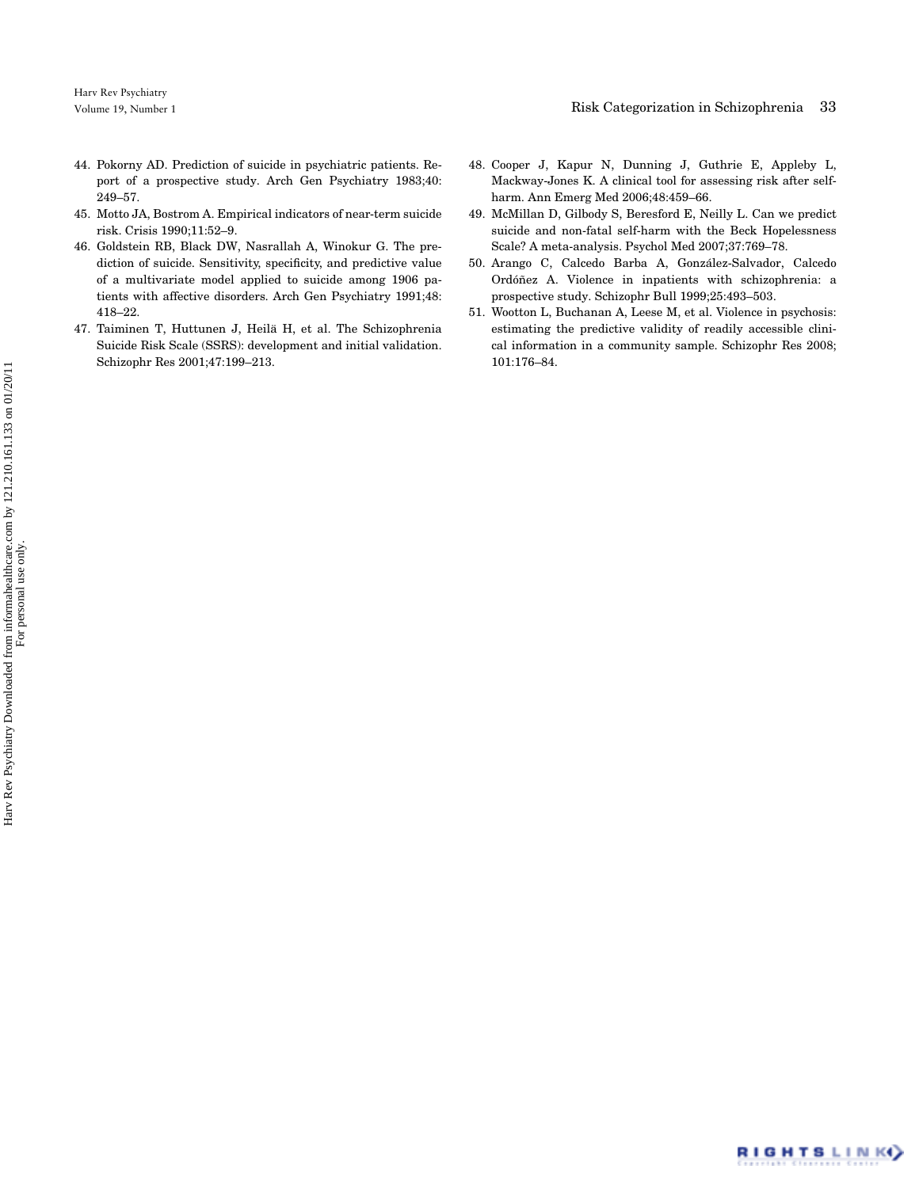44. Pokorny AD. Prediction of suicide in psychiatric patients. Report of a prospective study. Arch Gen Psychiatry 1983;40: 249–57.
45. Motto JA, Bostrom A. Empirical indicators of near-term suicide risk. Crisis 1990;11:52–9.
46. Goldstein RB, Black DW, Nasrallah A, Winokur G. The prediction of suicide. Sensitivity, specificity, and predictive value of a multivariate model applied to suicide among 1906 patients with affective disorders. Arch Gen Psychiatry 1991;48: 418–22.
47. Taiminen T, Huttunen J, Heilä H, et al. The Schizophrenia Suicide Risk Scale (SSRS): development and initial validation. Schizophr Res 2001;47:199–213.
48. Cooper J, Kapur N, Dunning J, Guthrie E, Appleby L, Mackway-Jones K. A clinical tool for assessing risk after self-harm. Ann Emerg Med 2006;48:459–66.
49. McMillan D, Gilbody S, Beresford E, Neilly L. Can we predict suicide and non-fatal self-harm with the Beck Hopelessness Scale? A meta-analysis. Psychol Med 2007;37:769–78.
50. Arango C, Calcedo Barba A, González-Salvador, Calcedo Ordóñez A. Violence in inpatients with schizophrenia: a prospective study. Schizophr Bull 1999;25:493–503.
51. Wootton L, Buchanan A, Leese M, et al. Violence in psychosis: estimating the predictive validity of readily accessible clinical information in a community sample. Schizophr Res 2008; 101:176–84.